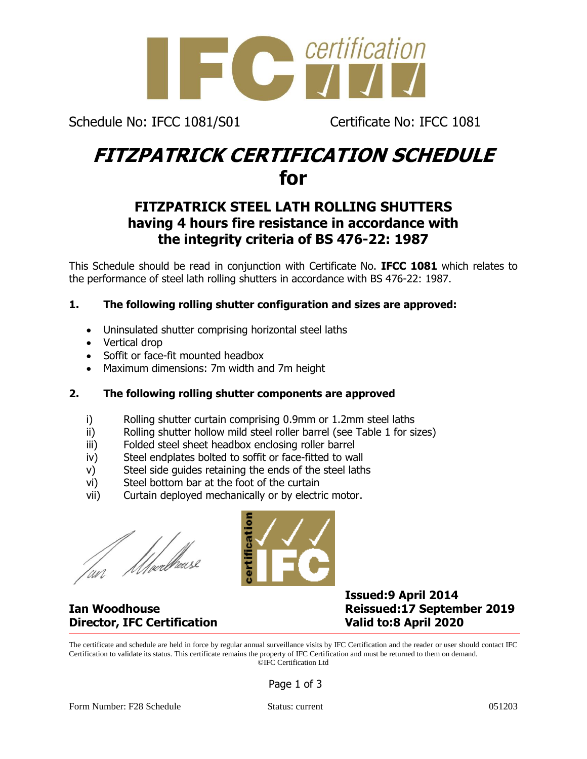Schedule No: IFCC 1081/S01 Certificate No: IFCC 1081

# FITZPATRICK CERTIFICATION SCHEDULE for

## FITZPATRICK STEEL LATH ROLLING SHUTTERS having 4 hours fire resistance in accordance with the integrity criteria of BS 476-22: 1987

This Schedule should be read in conjunction with Certificate No. **IFCC 1081** which relates to the performance of steel lath rolling shutters in accordance with BS 476-22: 1987.

### 1. The following rolling shutter configuration and sizes are approved:

- Uninsulated shutter comprising horizontal steel laths
- Vertical drop
- Soffit or face-fit mounted headbox
- Maximum dimensions: 7m width and 7m height

### 2. The following rolling shutter components are approved

i) Rolling shutter curtain comprising 0.9mm or 1.2mm steel laths
ii) Rolling shutter hollow mild steel roller barrel (see Table 1 for sizes)
iii) Folded steel sheet headbox enclosing roller barrel
iv) Steel endplates bolted to soffit or face-fitted to wall
v) Steel side guides retaining the ends of the steel laths
vi) Steel bottom bar at the foot of the curtain
vii) Curtain deployed mechanically or by electric motor.

**Ian Woodhouse**
**Director, IFC Certification**

**Issued:9 April 2014**
**Reissued:17 September 2019**
**Valid to:8 April 2020**

The certificate and schedule are held in force by regular annual surveillance visits by IFC Certification and the reader or user should contact IFC Certification to validate its status. This certificate remains the property of IFC Certification and must be returned to them on demand.
©IFC Certification Ltd

Form Number: F28 Schedule Status: current 051203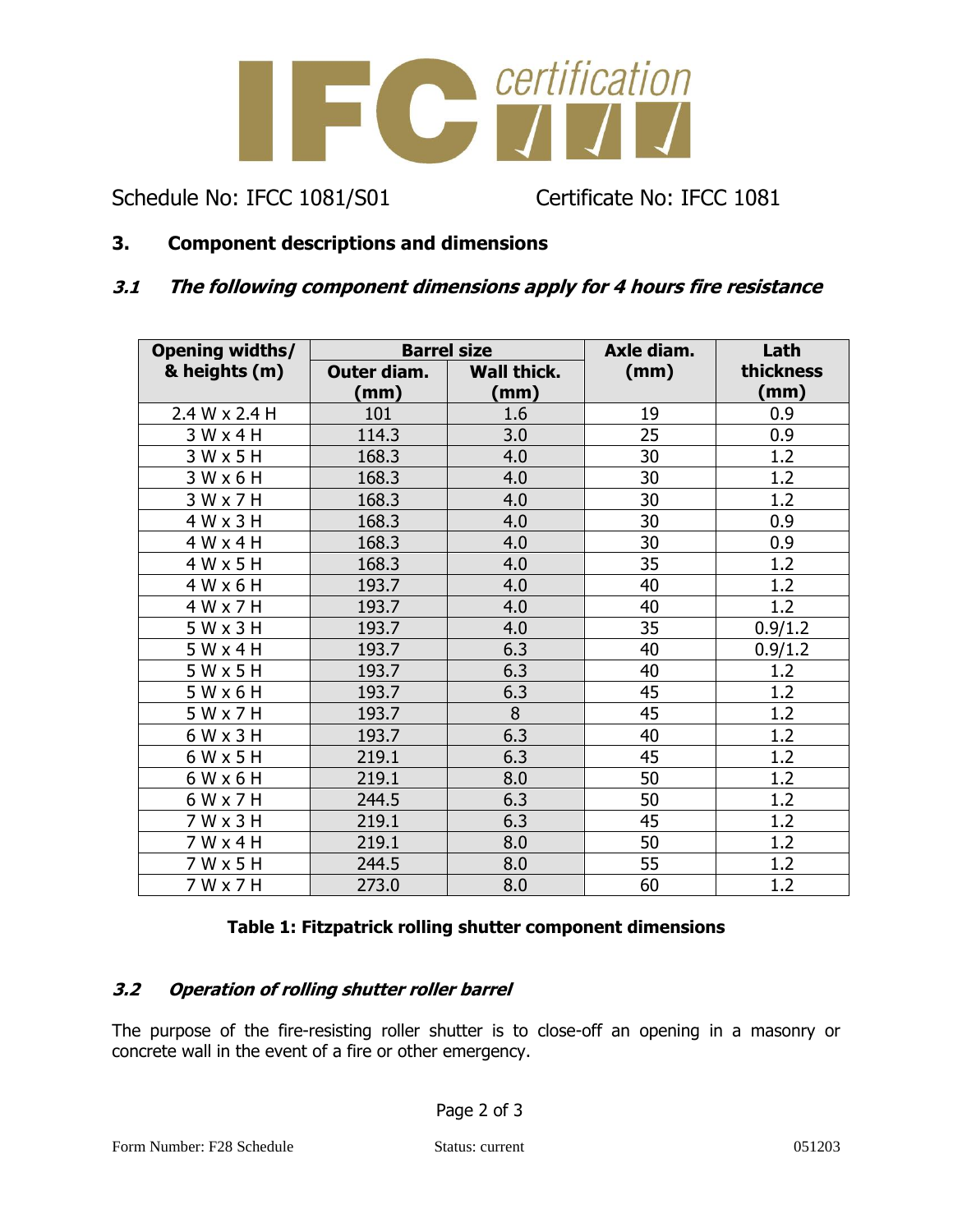Schedule No: IFCC 1081/S01    Certificate No: IFCC 1081

## 3. Component descriptions and dimensions

### *3.1 The following component dimensions apply for 4 hours fire resistance*

| Opening widths/ & heights (m) | Barrel size | | Axle diam. (mm) | Lath thickness (mm) |
|---|---|---|---|---|
| | Outer diam. (mm) | Wall thick. (mm) | | |
| 2.4 W x 2.4 H | 101 | 1.6 | 19 | 0.9 |
| 3 W x 4 H | 114.3 | 3.0 | 25 | 0.9 |
| 3 W x 5 H | 168.3 | 4.0 | 30 | 1.2 |
| 3 W x 6 H | 168.3 | 4.0 | 30 | 1.2 |
| 3 W x 7 H | 168.3 | 4.0 | 30 | 1.2 |
| 4 W x 3 H | 168.3 | 4.0 | 30 | 0.9 |
| 4 W x 4 H | 168.3 | 4.0 | 30 | 0.9 |
| 4 W x 5 H | 168.3 | 4.0 | 35 | 1.2 |
| 4 W x 6 H | 193.7 | 4.0 | 40 | 1.2 |
| 4 W x 7 H | 193.7 | 4.0 | 40 | 1.2 |
| 5 W x 3 H | 193.7 | 4.0 | 35 | 0.9/1.2 |
| 5 W x 4 H | 193.7 | 6.3 | 40 | 0.9/1.2 |
| 5 W x 5 H | 193.7 | 6.3 | 40 | 1.2 |
| 5 W x 6 H | 193.7 | 6.3 | 45 | 1.2 |
| 5 W x 7 H | 193.7 | 8 | 45 | 1.2 |
| 6 W x 3 H | 193.7 | 6.3 | 40 | 1.2 |
| 6 W x 5 H | 219.1 | 6.3 | 45 | 1.2 |
| 6 W x 6 H | 219.1 | 8.0 | 50 | 1.2 |
| 6 W x 7 H | 244.5 | 6.3 | 50 | 1.2 |
| 7 W x 3 H | 219.1 | 6.3 | 45 | 1.2 |
| 7 W x 4 H | 219.1 | 8.0 | 50 | 1.2 |
| 7 W x 5 H | 244.5 | 8.0 | 55 | 1.2 |
| 7 W x 7 H | 273.0 | 8.0 | 60 | 1.2 |

**Table 1: Fitzpatrick rolling shutter component dimensions**

### *3.2 Operation of rolling shutter roller barrel*

The purpose of the fire-resisting roller shutter is to close-off an opening in a masonry or concrete wall in the event of a fire or other emergency.

Form Number: F28 Schedule    Status: current    051203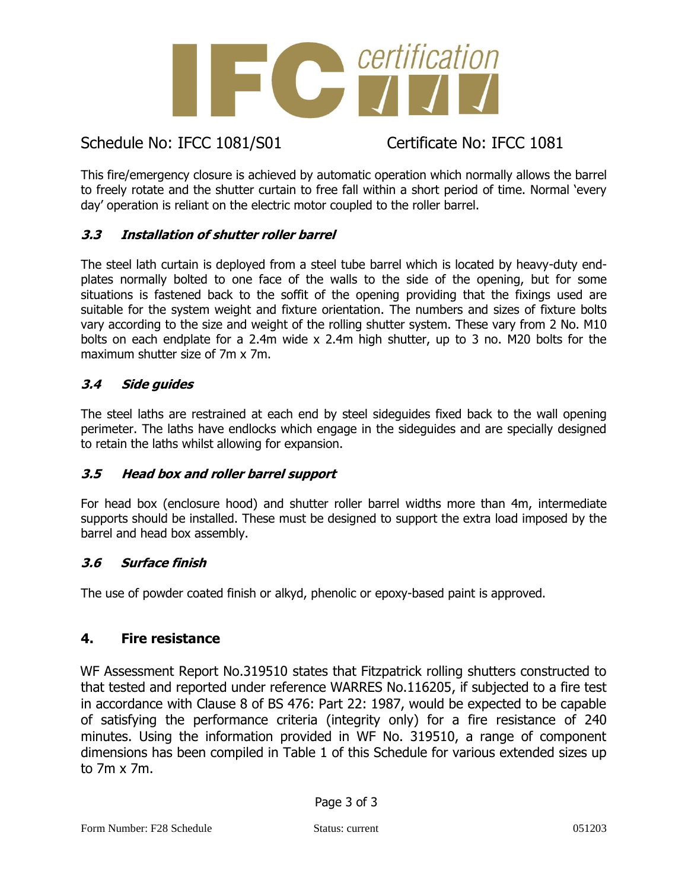Schedule No: IFCC 1081/S01 Certificate No: IFCC 1081

This fire/emergency closure is achieved by automatic operation which normally allows the barrel to freely rotate and the shutter curtain to free fall within a short period of time. Normal 'every day' operation is reliant on the electric motor coupled to the roller barrel.

### *3.3 Installation of shutter roller barrel*

The steel lath curtain is deployed from a steel tube barrel which is located by heavy-duty end-plates normally bolted to one face of the walls to the side of the opening, but for some situations is fastened back to the soffit of the opening providing that the fixings used are suitable for the system weight and fixture orientation. The numbers and sizes of fixture bolts vary according to the size and weight of the rolling shutter system. These vary from 2 No. M10 bolts on each endplate for a 2.4m wide x 2.4m high shutter, up to 3 no. M20 bolts for the maximum shutter size of 7m x 7m.

### *3.4 Side guides*

The steel laths are restrained at each end by steel sideguides fixed back to the wall opening perimeter. The laths have endlocks which engage in the sideguides and are specially designed to retain the laths whilst allowing for expansion.

### *3.5 Head box and roller barrel support*

For head box (enclosure hood) and shutter roller barrel widths more than 4m, intermediate supports should be installed. These must be designed to support the extra load imposed by the barrel and head box assembly.

### *3.6 Surface finish*

The use of powder coated finish or alkyd, phenolic or epoxy-based paint is approved.

## 4. Fire resistance

WF Assessment Report No.319510 states that Fitzpatrick rolling shutters constructed to that tested and reported under reference WARRES No.116205, if subjected to a fire test in accordance with Clause 8 of BS 476: Part 22: 1987, would be expected to be capable of satisfying the performance criteria (integrity only) for a fire resistance of 240 minutes. Using the information provided in WF No. 319510, a range of component dimensions has been compiled in Table 1 of this Schedule for various extended sizes up to 7m x 7m.